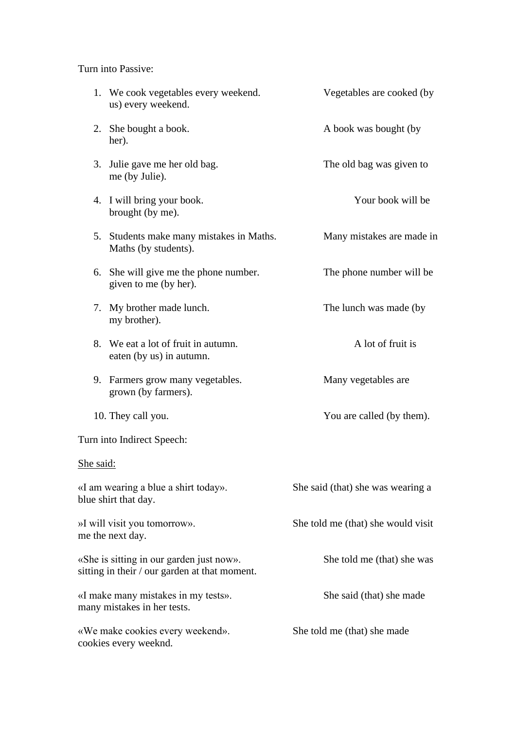Turn into Passive:

1. We cook vegetables every weekend. Vegetables are cooked (by us) every weekend.
2. She bought a book. A book was bought (by her).
3. Julie gave me her old bag. The old bag was given to me (by Julie).
4. I will bring your book. Your book will be brought (by me).
5. Students make many mistakes in Maths. Many mistakes are made in Maths (by students).
6. She will give me the phone number. The phone number will be given to me (by her).
7. My brother made lunch. The lunch was made (by my brother).
8. We eat a lot of fruit in autumn. A lot of fruit is eaten (by us) in autumn.
9. Farmers grow many vegetables. Many vegetables are grown (by farmers).
10. They call you. You are called (by them).

Turn into Indirect Speech:

<u>She said:</u>

«I am wearing a blue a shirt today». She said (that) she was wearing a blue shirt that day.

»I will visit you tomorrow». She told me (that) she would visit me the next day.

«She is sitting in our garden just now». She told me (that) she was sitting in their / our garden at that moment.

«I make many mistakes in my tests». She said (that) she made many mistakes in her tests.

«We make cookies every weekend». She told me (that) she made cookies every weeknd.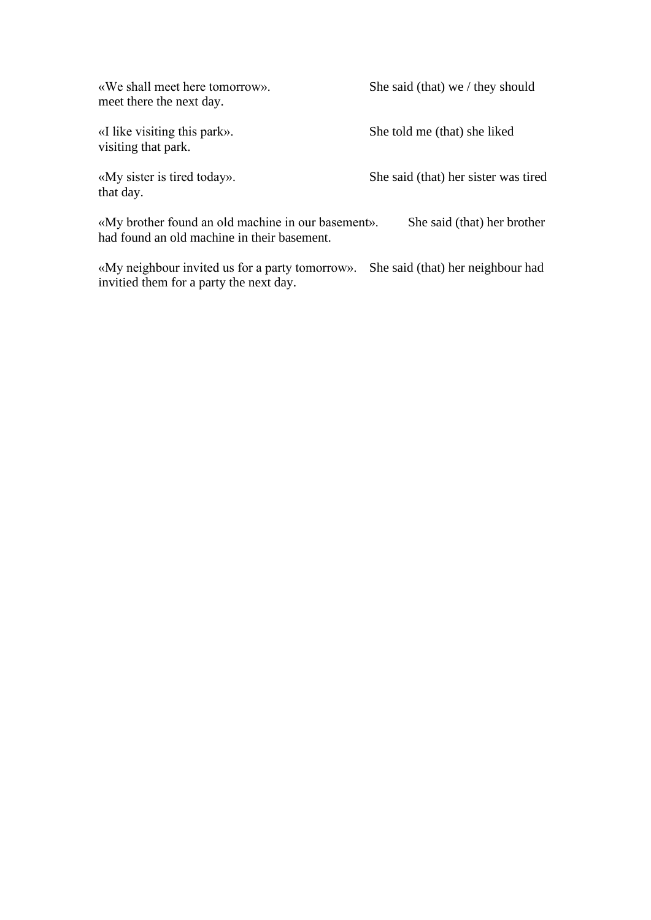«We shall meet here tomorrow». She said (that) we / they should meet there the next day.

«I like visiting this park». She told me (that) she liked visiting that park.

«My sister is tired today». She said (that) her sister was tired that day.

«My brother found an old machine in our basement». She said (that) her brother had found an old machine in their basement.

«My neighbour invited us for a party tomorrow». She said (that) her neighbour had invitied them for a party the next day.